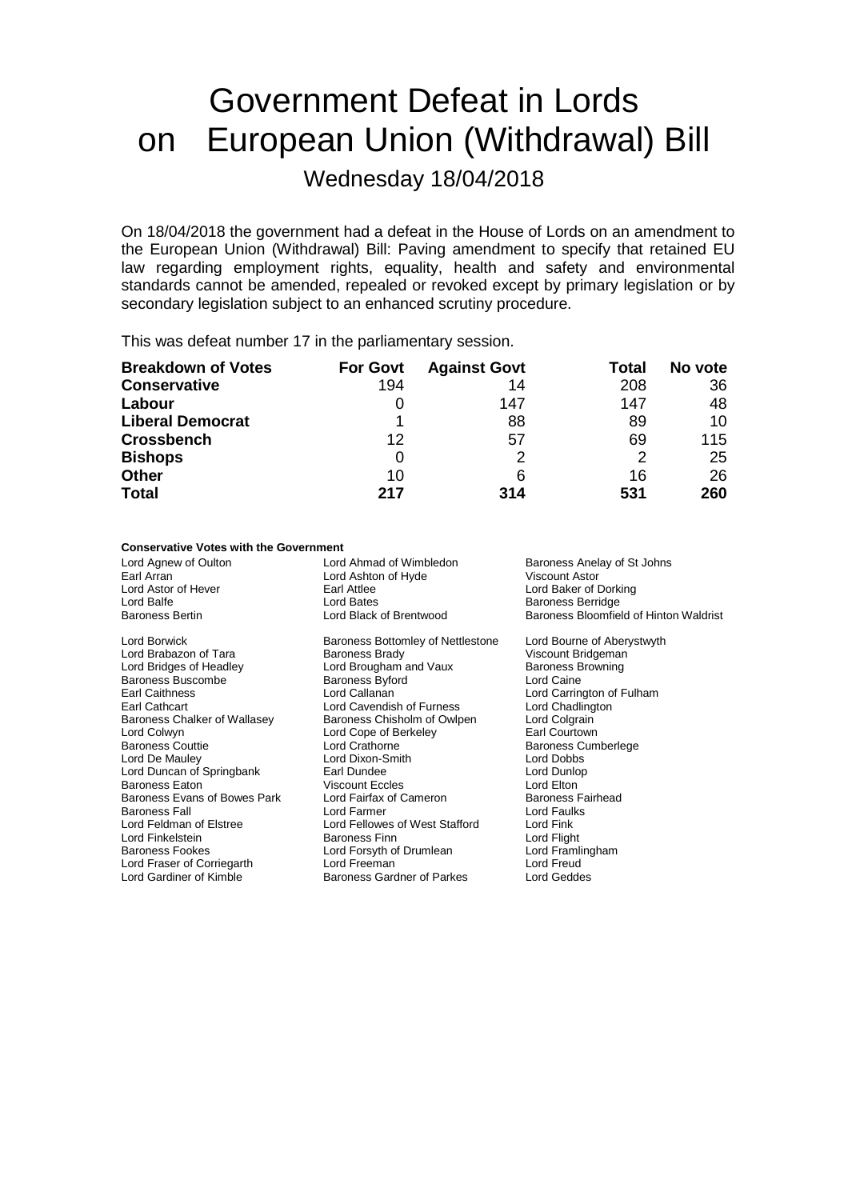# Government Defeat in Lords on European Union (Withdrawal) Bill

## Wednesday 18/04/2018

On 18/04/2018 the government had a defeat in the House of Lords on an amendment to the European Union (Withdrawal) Bill: Paving amendment to specify that retained EU law regarding employment rights, equality, health and safety and environmental standards cannot be amended, repealed or revoked except by primary legislation or by secondary legislation subject to an enhanced scrutiny procedure.

This was defeat number 17 in the parliamentary session.

| **Breakdown of Votes** | **For Govt** | **Against Govt** | **Total** | **No vote** |
|---|---|---|---|---|
| **Conservative** | 194 | 14 | 208 | 36 |
| **Labour** | 0 | 147 | 147 | 48 |
| **Liberal Democrat** | 1 | 88 | 89 | 10 |
| **Crossbench** | 12 | 57 | 69 | 115 |
| **Bishops** | 0 | 2 | 2 | 25 |
| **Other** | 10 | 6 | 16 | 26 |
| **Total** | **217** | **314** | **531** | **260** |

**Conservative Votes with the Government**

Lord Agnew of Oulton
Lord Ahmad of Wimbledon
Baroness Anelay of St Johns
Earl Arran
Lord Ashton of Hyde
Viscount Astor
Lord Astor of Hever
Earl Attlee
Lord Baker of Dorking
Lord Balfe
Lord Bates
Baroness Berridge
Baroness Bertin
Lord Black of Brentwood
Baroness Bloomfield of Hinton Waldrist
Lord Borwick
Baroness Bottomley of Nettlestone
Lord Bourne of Aberystwyth
Lord Brabazon of Tara
Baroness Brady
Viscount Bridgeman
Lord Bridges of Headley
Lord Brougham and Vaux
Baroness Browning
Baroness Buscombe
Baroness Byford
Lord Caine
Earl Caithness
Lord Callanan
Lord Carrington of Fulham
Earl Cathcart
Lord Cavendish of Furness
Lord Chadlington
Baroness Chalker of Wallasey
Baroness Chisholm of Owlpen
Lord Colgrain
Lord Colwyn
Lord Cope of Berkeley
Earl Courtown
Baroness Couttie
Lord Crathorne
Baroness Cumberlege
Lord De Mauley
Lord Dixon-Smith
Lord Dobbs
Lord Duncan of Springbank
Earl Dundee
Lord Dunlop
Baroness Eaton
Viscount Eccles
Lord Elton
Baroness Evans of Bowes Park
Lord Fairfax of Cameron
Baroness Fairhead
Baroness Fall
Lord Farmer
Lord Faulks
Lord Feldman of Elstree
Lord Fellowes of West Stafford
Lord Fink
Lord Finkelstein
Baroness Finn
Lord Flight
Baroness Fookes
Lord Forsyth of Drumlean
Lord Framlingham
Lord Fraser of Corriegarth
Lord Freeman
Lord Freud
Lord Gardiner of Kimble
Baroness Gardner of Parkes
Lord Geddes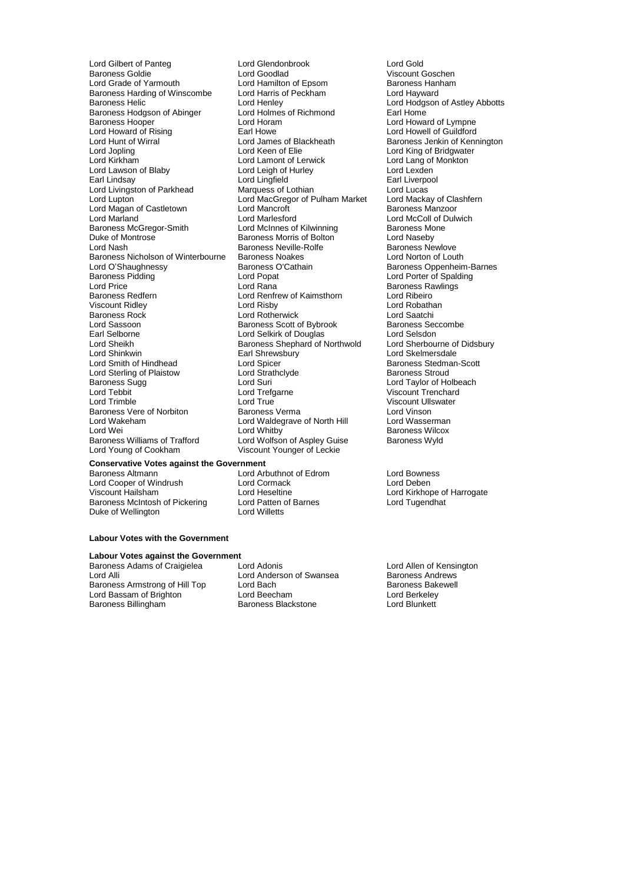Lord Gilbert of Panteg
Lord Glendonbrook
Lord Gold
Baroness Goldie
Lord Goodlad
Viscount Goschen
Lord Grade of Yarmouth
Lord Hamilton of Epsom
Baroness Hanham
Baroness Harding of Winscombe
Lord Harris of Peckham
Lord Hayward
Baroness Helic
Lord Henley
Lord Hodgson of Astley Abbotts
Baroness Hodgson of Abinger
Lord Holmes of Richmond
Earl Home
Baroness Hooper
Lord Horam
Lord Howard of Lympne
Lord Howard of Rising
Earl Howe
Lord Howell of Guildford
Lord Hunt of Wirral
Lord James of Blackheath
Baroness Jenkin of Kennington
Lord Jopling
Lord Keen of Elie
Lord King of Bridgwater
Lord Kirkham
Lord Lamont of Lerwick
Lord Lang of Monkton
Lord Lawson of Blaby
Lord Leigh of Hurley
Lord Lexden
Earl Lindsay
Lord Lingfield
Earl Liverpool
Lord Livingston of Parkhead
Marquess of Lothian
Lord Lucas
Lord Lupton
Lord MacGregor of Pulham Market
Lord Mackay of Clashfern
Lord Magan of Castletown
Lord Mancroft
Baroness Manzoor
Lord Marland
Lord Marlesford
Lord McColl of Dulwich
Baroness McGregor-Smith
Lord McInnes of Kilwinning
Baroness Mone
Duke of Montrose
Baroness Morris of Bolton
Lord Naseby
Lord Nash
Baroness Neville-Rolfe
Baroness Newlove
Baroness Nicholson of Winterbourne
Baroness Noakes
Lord Norton of Louth
Lord O'Shaughnessy
Baroness O'Cathain
Baroness Oppenheim-Barnes
Baroness Pidding
Lord Popat
Lord Porter of Spalding
Lord Price
Lord Rana
Baroness Rawlings
Baroness Redfern
Lord Renfrew of Kaimsthorn
Lord Ribeiro
Viscount Ridley
Lord Risby
Lord Robathan
Baroness Rock
Lord Rotherwick
Lord Saatchi
Lord Sassoon
Baroness Scott of Bybrook
Baroness Seccombe
Earl Selborne
Lord Selkirk of Douglas
Lord Selsdon
Lord Sheikh
Baroness Shephard of Northwold
Lord Sherbourne of Didsbury
Lord Shinkwin
Earl Shrewsbury
Lord Skelmersdale
Lord Smith of Hindhead
Lord Spicer
Baroness Stedman-Scott
Lord Sterling of Plaistow
Lord Strathclyde
Baroness Stroud
Baroness Sugg
Lord Suri
Lord Taylor of Holbeach
Lord Tebbit
Lord Trefgarne
Viscount Trenchard
Lord Trimble
Lord True
Viscount Ullswater
Baroness Vere of Norbiton
Baroness Verma
Lord Vinson
Lord Wakeham
Lord Waldegrave of North Hill
Lord Wasserman
Lord Wei
Lord Whitby
Baroness Wilcox
Baroness Williams of Trafford
Lord Wolfson of Aspley Guise
Baroness Wyld
Lord Young of Cookham
Viscount Younger of Leckie

**Conservative Votes against the Government**

Baroness Altmann
Lord Arbuthnot of Edrom
Lord Bowness
Lord Cooper of Windrush
Lord Cormack
Lord Deben
Viscount Hailsham
Lord Heseltine
Lord Kirkhope of Harrogate
Baroness McIntosh of Pickering
Lord Patten of Barnes
Lord Tugendhat
Duke of Wellington
Lord Willetts

**Labour Votes with the Government**

**Labour Votes against the Government**

Baroness Adams of Craigielea
Lord Adonis
Lord Allen of Kensington
Lord Alli
Lord Anderson of Swansea
Baroness Andrews
Baroness Armstrong of Hill Top
Lord Bach
Baroness Bakewell
Lord Bassam of Brighton
Lord Beecham
Lord Berkeley
Baroness Billingham
Baroness Blackstone
Lord Blunkett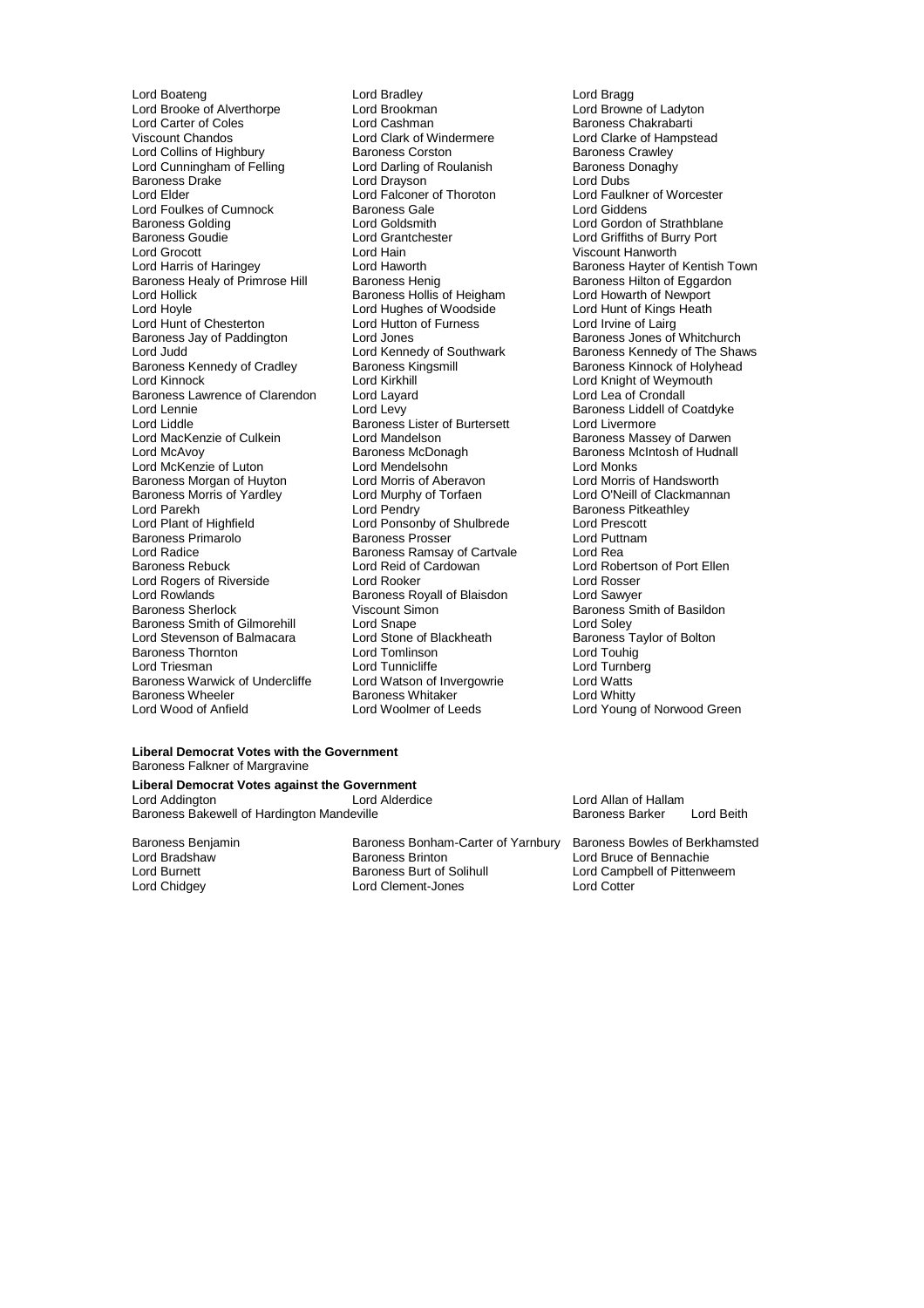Lord Boateng
Lord Bradley
Lord Bragg
Lord Brooke of Alverthorpe
Lord Brookman
Lord Browne of Ladyton
Lord Carter of Coles
Lord Cashman
Baroness Chakrabarti
Viscount Chandos
Lord Clark of Windermere
Lord Clarke of Hampstead
Lord Collins of Highbury
Baroness Corston
Baroness Crawley
Lord Cunningham of Felling
Lord Darling of Roulanish
Baroness Donaghy
Baroness Drake
Lord Drayson
Lord Dubs
Lord Elder
Lord Falconer of Thoroton
Lord Faulkner of Worcester
Lord Foulkes of Cumnock
Baroness Gale
Lord Giddens
Baroness Golding
Lord Goldsmith
Lord Gordon of Strathblane
Baroness Goudie
Lord Grantchester
Lord Griffiths of Burry Port
Lord Grocott
Lord Hain
Viscount Hanworth
Lord Harris of Haringey
Lord Haworth
Baroness Hayter of Kentish Town
Baroness Healy of Primrose Hill
Baroness Henig
Baroness Hilton of Eggardon
Lord Hollick
Baroness Hollis of Heigham
Lord Howarth of Newport
Lord Hoyle
Lord Hughes of Woodside
Lord Hunt of Kings Heath
Lord Hunt of Chesterton
Lord Hutton of Furness
Lord Irvine of Lairg
Baroness Jay of Paddington
Lord Jones
Baroness Jones of Whitchurch
Lord Judd
Lord Kennedy of Southwark
Baroness Kennedy of The Shaws
Baroness Kennedy of Cradley
Baroness Kingsmill
Baroness Kinnock of Holyhead
Lord Kinnock
Lord Kirkhill
Lord Knight of Weymouth
Baroness Lawrence of Clarendon
Lord Layard
Lord Lea of Crondall
Lord Lennie
Lord Levy
Baroness Liddell of Coatdyke
Lord Liddle
Baroness Lister of Burtersett
Lord Livermore
Lord MacKenzie of Culkein
Lord Mandelson
Baroness Massey of Darwen
Lord McAvoy
Baroness McDonagh
Baroness McIntosh of Hudnall
Lord McKenzie of Luton
Lord Mendelsohn
Lord Monks
Baroness Morgan of Huyton
Lord Morris of Aberavon
Lord Morris of Handsworth
Baroness Morris of Yardley
Lord Murphy of Torfaen
Lord O'Neill of Clackmannan
Lord Parekh
Lord Pendry
Baroness Pitkeathley
Lord Plant of Highfield
Lord Ponsonby of Shulbrede
Lord Prescott
Baroness Primarolo
Baroness Prosser
Lord Puttnam
Lord Radice
Baroness Ramsay of Cartvale
Lord Rea
Baroness Rebuck
Lord Reid of Cardowan
Lord Robertson of Port Ellen
Lord Rogers of Riverside
Lord Rooker
Lord Rosser
Lord Rowlands
Baroness Royall of Blaisdon
Lord Sawyer
Baroness Sherlock
Viscount Simon
Baroness Smith of Basildon
Baroness Smith of Gilmorehill
Lord Snape
Lord Soley
Lord Stevenson of Balmacara
Lord Stone of Blackheath
Baroness Taylor of Bolton
Baroness Thornton
Lord Tomlinson
Lord Touhig
Lord Triesman
Lord Tunnicliffe
Lord Turnberg
Baroness Warwick of Undercliffe
Lord Watson of Invergowrie
Lord Watts
Baroness Wheeler
Baroness Whitaker
Lord Whitty
Lord Wood of Anfield
Lord Woolmer of Leeds
Lord Young of Norwood Green

**Liberal Democrat Votes with the Government**

Baroness Falkner of Margravine

**Liberal Democrat Votes against the Government**

Lord Addington
Lord Alderdice
Lord Allan of Hallam
Baroness Bakewell of Hardington Mandeville
Baroness Barker
Lord Beith
Baroness Benjamin
Baroness Bonham-Carter of Yarnbury
Baroness Bowles of Berkhamsted
Lord Bradshaw
Baroness Brinton
Lord Bruce of Bennachie
Lord Burnett
Baroness Burt of Solihull
Lord Campbell of Pittenweem
Lord Chidgey
Lord Clement-Jones
Lord Cotter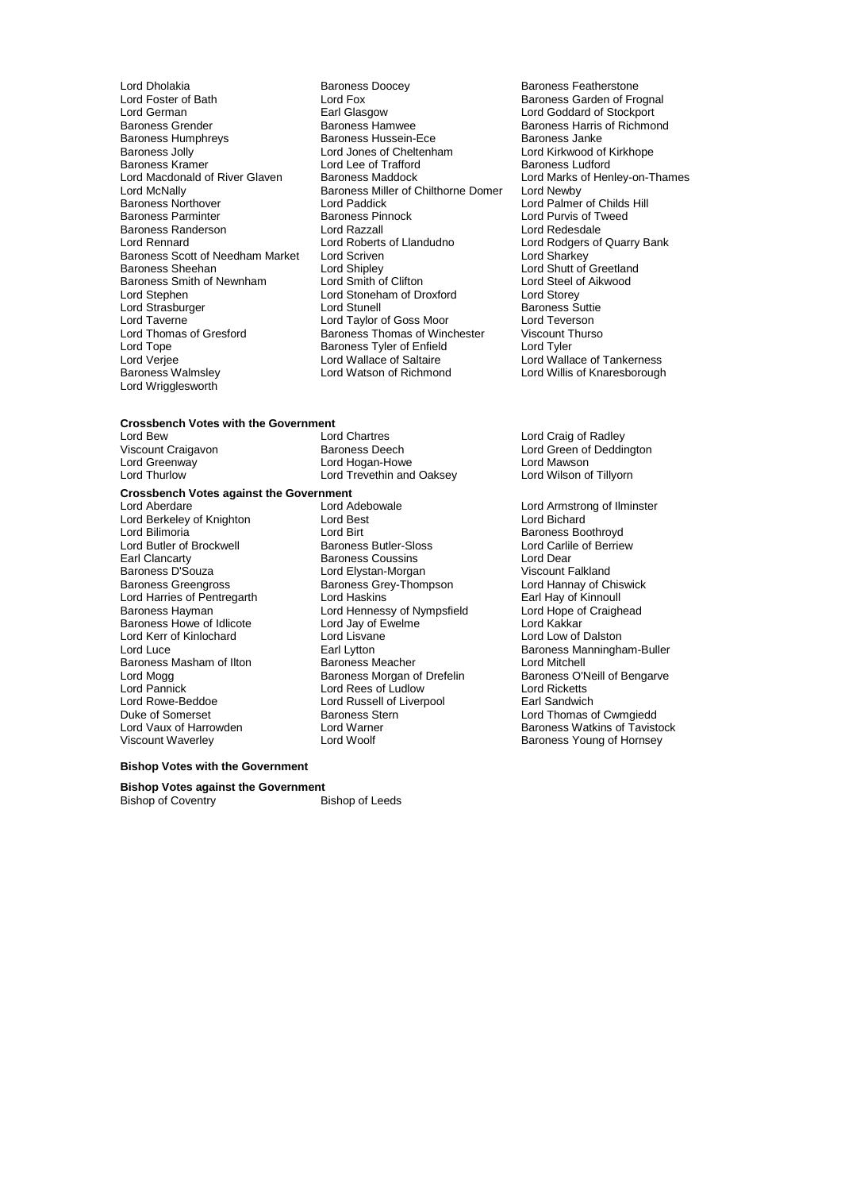Lord Dholakia
Lord Foster of Bath
Lord German
Baroness Grender
Baroness Humphreys
Baroness Jolly
Baroness Kramer
Lord Macdonald of River Glaven
Lord McNally
Baroness Northover
Baroness Parminter
Baroness Randerson
Lord Rennard
Baroness Scott of Needham Market
Baroness Sheehan
Baroness Smith of Newnham
Lord Stephen
Lord Strasburger
Lord Taverne
Lord Thomas of Gresford
Lord Tope
Lord Verjee
Baroness Walmsley
Lord Wrigglesworth
Baroness Doocey
Lord Fox
Earl Glasgow
Baroness Hamwee
Baroness Hussein-Ece
Lord Jones of Cheltenham
Lord Lee of Trafford
Baroness Maddock
Baroness Miller of Chilthorne Domer
Lord Paddick
Baroness Pinnock
Lord Razzall
Lord Roberts of Llandudno
Lord Scriven
Lord Shipley
Lord Smith of Clifton
Lord Stoneham of Droxford
Lord Stunell
Lord Taylor of Goss Moor
Baroness Thomas of Winchester
Baroness Tyler of Enfield
Lord Wallace of Saltaire
Lord Watson of Richmond
Baroness Featherstone
Baroness Garden of Frognal
Lord Goddard of Stockport
Baroness Harris of Richmond
Baroness Janke
Lord Kirkwood of Kirkhope
Baroness Ludford
Lord Marks of Henley-on-Thames
Lord Newby
Lord Palmer of Childs Hill
Lord Purvis of Tweed
Lord Redesdale
Lord Rodgers of Quarry Bank
Lord Sharkey
Lord Shutt of Greetland
Lord Steel of Aikwood
Lord Storey
Baroness Suttie
Lord Teverson
Viscount Thurso
Lord Tyler
Lord Wallace of Tankerness
Lord Willis of Knaresborough

**Crossbench Votes with the Government**

Lord Bew
Viscount Craigavon
Lord Greenway
Lord Thurlow
Lord Chartres
Baroness Deech
Lord Hogan-Howe
Lord Trevethin and Oaksey
Lord Craig of Radley
Lord Green of Deddington
Lord Mawson
Lord Wilson of Tillyorn

**Crossbench Votes against the Government**

Lord Aberdare
Lord Berkeley of Knighton
Lord Bilimoria
Lord Butler of Brockwell
Earl Clancarty
Baroness D'Souza
Baroness Greengross
Lord Harries of Pentregarth
Baroness Hayman
Baroness Howe of Idlicote
Lord Kerr of Kinlochard
Lord Luce
Baroness Masham of Ilton
Lord Mogg
Lord Pannick
Lord Rowe-Beddoe
Duke of Somerset
Lord Vaux of Harrowden
Viscount Waverley
Lord Adebowale
Lord Best
Lord Birt
Baroness Butler-Sloss
Baroness Coussins
Lord Elystan-Morgan
Baroness Grey-Thompson
Lord Haskins
Lord Hennessy of Nympsfield
Lord Jay of Ewelme
Lord Lisvane
Earl Lytton
Baroness Meacher
Baroness Morgan of Drefelin
Lord Rees of Ludlow
Lord Russell of Liverpool
Baroness Stern
Lord Warner
Lord Woolf
Lord Armstrong of Ilminster
Lord Bichard
Baroness Boothroyd
Lord Carlile of Berriew
Lord Dear
Viscount Falkland
Lord Hannay of Chiswick
Earl Hay of Kinnoull
Lord Hope of Craighead
Lord Kakkar
Lord Low of Dalston
Baroness Manningham-Buller
Lord Mitchell
Baroness O'Neill of Bengarve
Lord Ricketts
Earl Sandwich
Lord Thomas of Cwmgiedd
Baroness Watkins of Tavistock
Baroness Young of Hornsey

**Bishop Votes with the Government**

**Bishop Votes against the Government**

Bishop of Coventry
Bishop of Leeds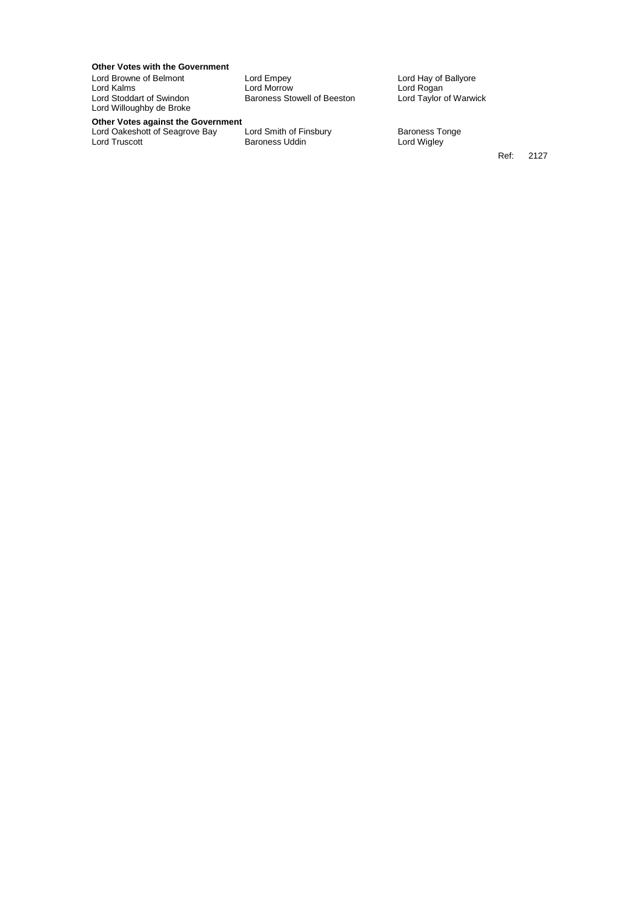**Other Votes with the Government**

| | | |
|---|---|---|
| Lord Browne of Belmont | Lord Empey | Lord Hay of Ballyore |
| Lord Kalms | Lord Morrow | Lord Rogan |
| Lord Stoddart of Swindon | Baroness Stowell of Beeston | Lord Taylor of Warwick |
| Lord Willoughby de Broke | | |

**Other Votes against the Government**

| | | |
|---|---|---|
| Lord Oakeshott of Seagrove Bay | Lord Smith of Finsbury | Baroness Tonge |
| Lord Truscott | Baroness Uddin | Lord Wigley |

Ref: 2127